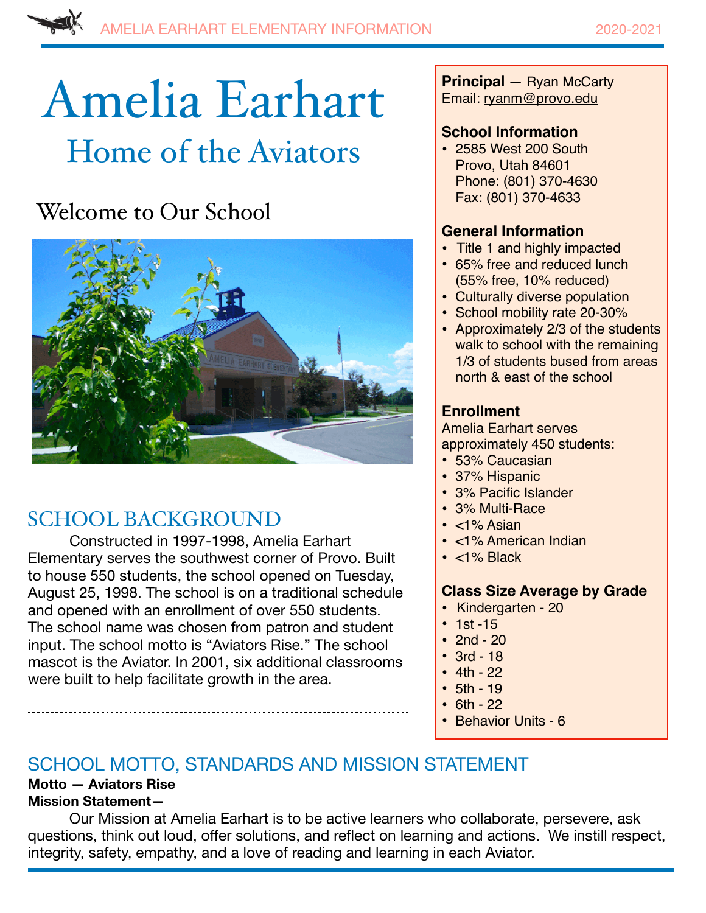# Amelia Earhart

## Home of the Aviators

### Welcome to Our School

## SCHOOL BACKGROUND

Constructed in 1997-1998, Amelia Earhart Elementary serves the southwest corner of Provo. Built to house 550 students, the school opened on Tuesday, August 25, 1998. The school is on a traditional schedule and opened with an enrollment of over 550 students. The school name was chosen from patron and student input. The school motto is "Aviators Rise." The school mascot is the Aviator. In 2001, six additional classrooms were built to help facilitate growth in the area.

**Principal** — Ryan McCarty
Email: ryanm@provo.edu

**School Information**

- 2585 West 200 South
  Provo, Utah 84601
  Phone: (801) 370-4630
  Fax: (801) 370-4633

**General Information**

- Title 1 and highly impacted
- 65% free and reduced lunch (55% free, 10% reduced)
- Culturally diverse population
- School mobility rate 20-30%
- Approximately 2/3 of the students walk to school with the remaining 1/3 of students bused from areas north & east of the school

**Enrollment**

Amelia Earhart serves approximately 450 students:

- 53% Caucasian
- 37% Hispanic
- 3% Pacific Islander
- 3% Multi-Race
- <1% Asian
- <1% American Indian
- <1% Black

**Class Size Average by Grade**

- Kindergarten - 20
- 1st -15
- 2nd - 20
- 3rd - 18
- 4th - 22
- 5th - 19
- 6th - 22
- Behavior Units - 6

## SCHOOL MOTTO, STANDARDS AND MISSION STATEMENT

**Motto — Aviators Rise**

**Mission Statement—**

Our Mission at Amelia Earhart is to be active learners who collaborate, persevere, ask questions, think out loud, offer solutions, and reflect on learning and actions. We instill respect, integrity, safety, empathy, and a love of reading and learning in each Aviator.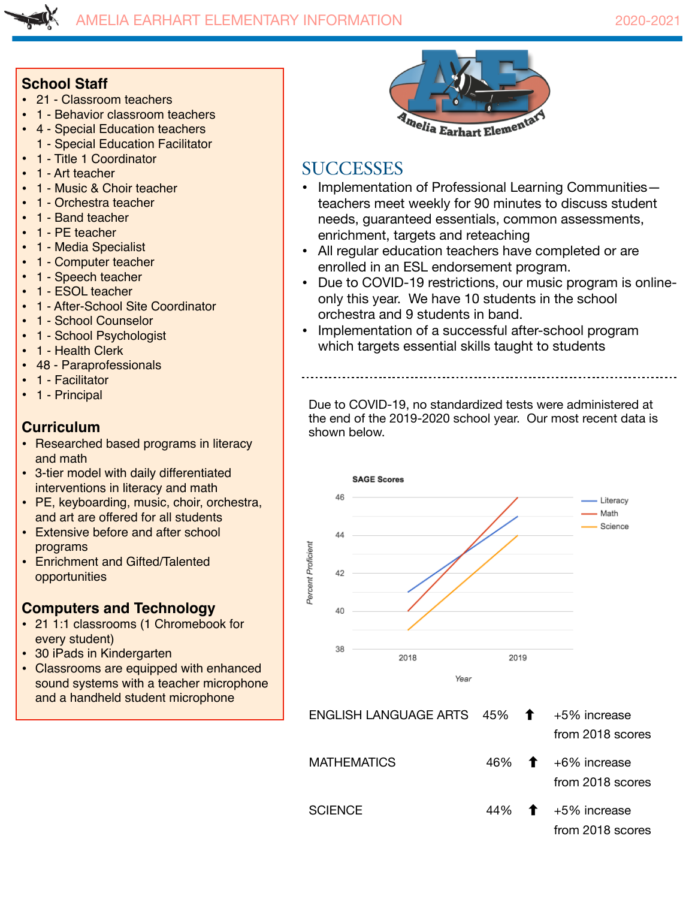# AMELIA EARHART ELEMENTARY INFORMATION

2020-2021

## School Staff

- 21 - Classroom teachers
- 1 - Behavior classroom teachers
- 4 - Special Education teachers
  1 - Special Education Facilitator
- 1 - Title 1 Coordinator
- 1 - Art teacher
- 1 - Music & Choir teacher
- 1 - Orchestra teacher
- 1 - Band teacher
- 1 - PE teacher
- 1 - Media Specialist
- 1 - Computer teacher
- 1 - Speech teacher
- 1 - ESOL teacher
- 1 - After-School Site Coordinator
- 1 - School Counselor
- 1 - School Psychologist
- 1 - Health Clerk
- 48 - Paraprofessionals
- 1 - Facilitator
- 1 - Principal

## Curriculum

- Researched based programs in literacy and math
- 3-tier model with daily differentiated interventions in literacy and math
- PE, keyboarding, music, choir, orchestra, and art are offered for all students
- Extensive before and after school programs
- Enrichment and Gifted/Talented opportunities

## Computers and Technology

- 21 1:1 classrooms (1 Chromebook for every student)
- 30 iPads in Kindergarten
- Classrooms are equipped with enhanced sound systems with a teacher microphone and a handheld student microphone

Amelia Earhart Elementary

## SUCCESSES

- Implementation of Professional Learning Communities—teachers meet weekly for 90 minutes to discuss student needs, guaranteed essentials, common assessments, enrichment, targets and reteaching
- All regular education teachers have completed or are enrolled in an ESL endorsement program.
- Due to COVID-19 restrictions, our music program is online-only this year. We have 10 students in the school orchestra and 9 students in band.
- Implementation of a successful after-school program which targets essential skills taught to students

---

Due to COVID-19, no standardized tests were administered at the end of the 2019-2020 school year. Our most recent data is shown below.

SAGE Scores

Percent Proficient

46
44
42
40
38

2018
2019

Year

Literacy
Math
Science

| | | | |
|---|---|---|---|
| ENGLISH LANGUAGE ARTS | 45% | ⬆ | +5% increase from 2018 scores |
| MATHEMATICS | 46% | ⬆ | +6% increase from 2018 scores |
| SCIENCE | 44% | ⬆ | +5% increase from 2018 scores |